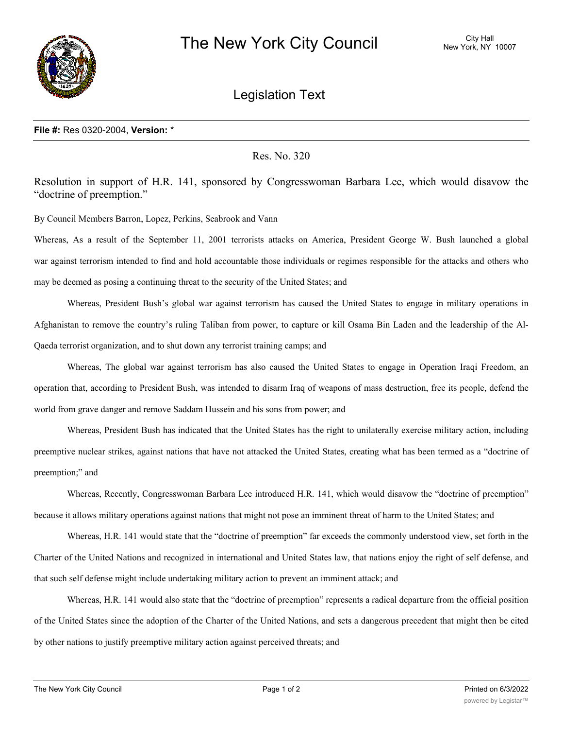# The New York City Council

City Hall
New York, NY 10007

## Legislation Text

**File #:** Res 0320-2004, **Version:** *

Res. No. 320

Resolution in support of H.R. 141, sponsored by Congresswoman Barbara Lee, which would disavow the "doctrine of preemption."

By Council Members Barron, Lopez, Perkins, Seabrook and Vann

Whereas, As a result of the September 11, 2001 terrorists attacks on America, President George W. Bush launched a global war against terrorism intended to find and hold accountable those individuals or regimes responsible for the attacks and others who may be deemed as posing a continuing threat to the security of the United States; and

Whereas, President Bush's global war against terrorism has caused the United States to engage in military operations in Afghanistan to remove the country's ruling Taliban from power, to capture or kill Osama Bin Laden and the leadership of the Al-Qaeda terrorist organization, and to shut down any terrorist training camps; and

Whereas, The global war against terrorism has also caused the United States to engage in Operation Iraqi Freedom, an operation that, according to President Bush, was intended to disarm Iraq of weapons of mass destruction, free its people, defend the world from grave danger and remove Saddam Hussein and his sons from power; and

Whereas, President Bush has indicated that the United States has the right to unilaterally exercise military action, including preemptive nuclear strikes, against nations that have not attacked the United States, creating what has been termed as a "doctrine of preemption;" and

Whereas, Recently, Congresswoman Barbara Lee introduced H.R. 141, which would disavow the "doctrine of preemption" because it allows military operations against nations that might not pose an imminent threat of harm to the United States; and

Whereas, H.R. 141 would state that the "doctrine of preemption" far exceeds the commonly understood view, set forth in the Charter of the United Nations and recognized in international and United States law, that nations enjoy the right of self defense, and that such self defense might include undertaking military action to prevent an imminent attack; and

Whereas, H.R. 141 would also state that the "doctrine of preemption" represents a radical departure from the official position of the United States since the adoption of the Charter of the United Nations, and sets a dangerous precedent that might then be cited by other nations to justify preemptive military action against perceived threats; and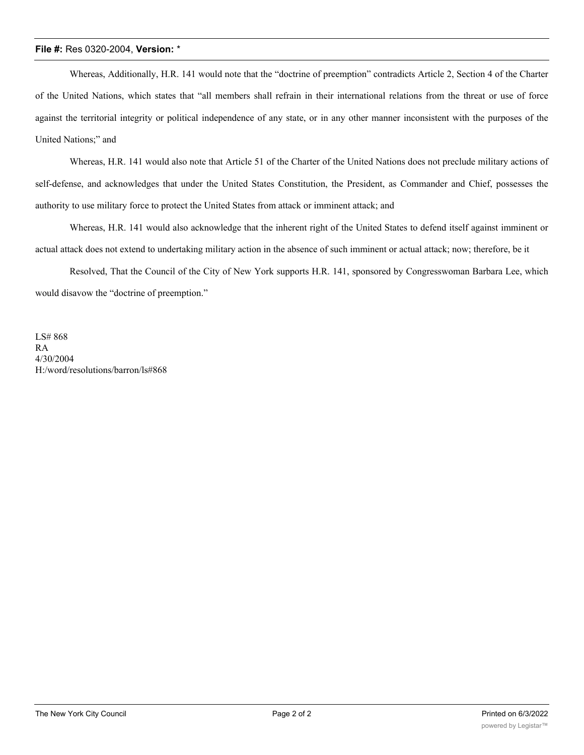Whereas, Additionally, H.R. 141 would note that the "doctrine of preemption" contradicts Article 2, Section 4 of the Charter of the United Nations, which states that "all members shall refrain in their international relations from the threat or use of force against the territorial integrity or political independence of any state, or in any other manner inconsistent with the purposes of the United Nations;" and

Whereas, H.R. 141 would also note that Article 51 of the Charter of the United Nations does not preclude military actions of self-defense, and acknowledges that under the United States Constitution, the President, as Commander and Chief, possesses the authority to use military force to protect the United States from attack or imminent attack; and

Whereas, H.R. 141 would also acknowledge that the inherent right of the United States to defend itself against imminent or actual attack does not extend to undertaking military action in the absence of such imminent or actual attack; now; therefore, be it

Resolved, That the Council of the City of New York supports H.R. 141, sponsored by Congresswoman Barbara Lee, which would disavow the "doctrine of preemption."

LS# 868
RA
4/30/2004
H:/word/resolutions/barron/ls#868